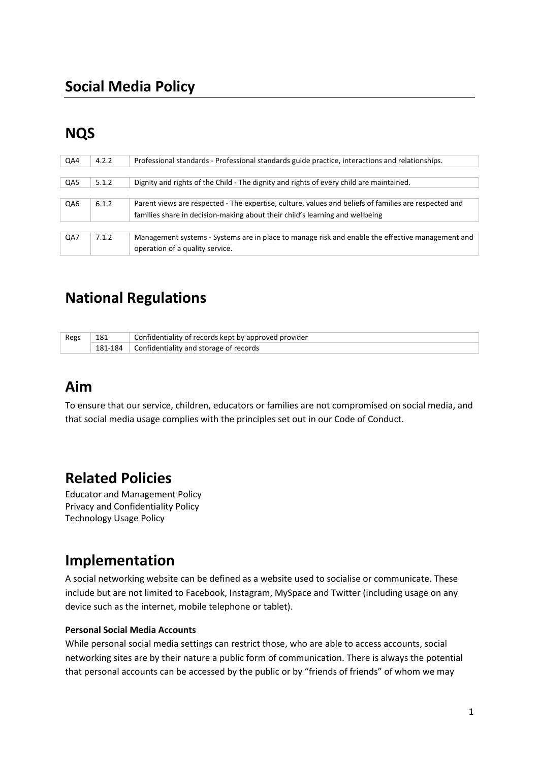# Social Media Policy

## NQS

| | | |
|---|---|---|
| QA4 | 4.2.2 | Professional standards - Professional standards guide practice, interactions and relationships. |
| QA5 | 5.1.2 | Dignity and rights of the Child - The dignity and rights of every child are maintained. |
| QA6 | 6.1.2 | Parent views are respected - The expertise, culture, values and beliefs of families are respected and families share in decision-making about their child's learning and wellbeing |
| QA7 | 7.1.2 | Management systems - Systems are in place to manage risk and enable the effective management and operation of a quality service. |

## National Regulations

| | | |
|---|---|---|
| Regs | 181 | Confidentiality of records kept by approved provider |
| | 181-184 | Confidentiality and storage of records |

## Aim

To ensure that our service, children, educators or families are not compromised on social media, and that social media usage complies with the principles set out in our Code of Conduct.

## Related Policies

Educator and Management Policy
Privacy and Confidentiality Policy
Technology Usage Policy

## Implementation

A social networking website can be defined as a website used to socialise or communicate. These include but are not limited to Facebook, Instagram, MySpace and Twitter (including usage on any device such as the internet, mobile telephone or tablet).

**Personal Social Media Accounts**

While personal social media settings can restrict those, who are able to access accounts, social networking sites are by their nature a public form of communication. There is always the potential that personal accounts can be accessed by the public or by "friends of friends" of whom we may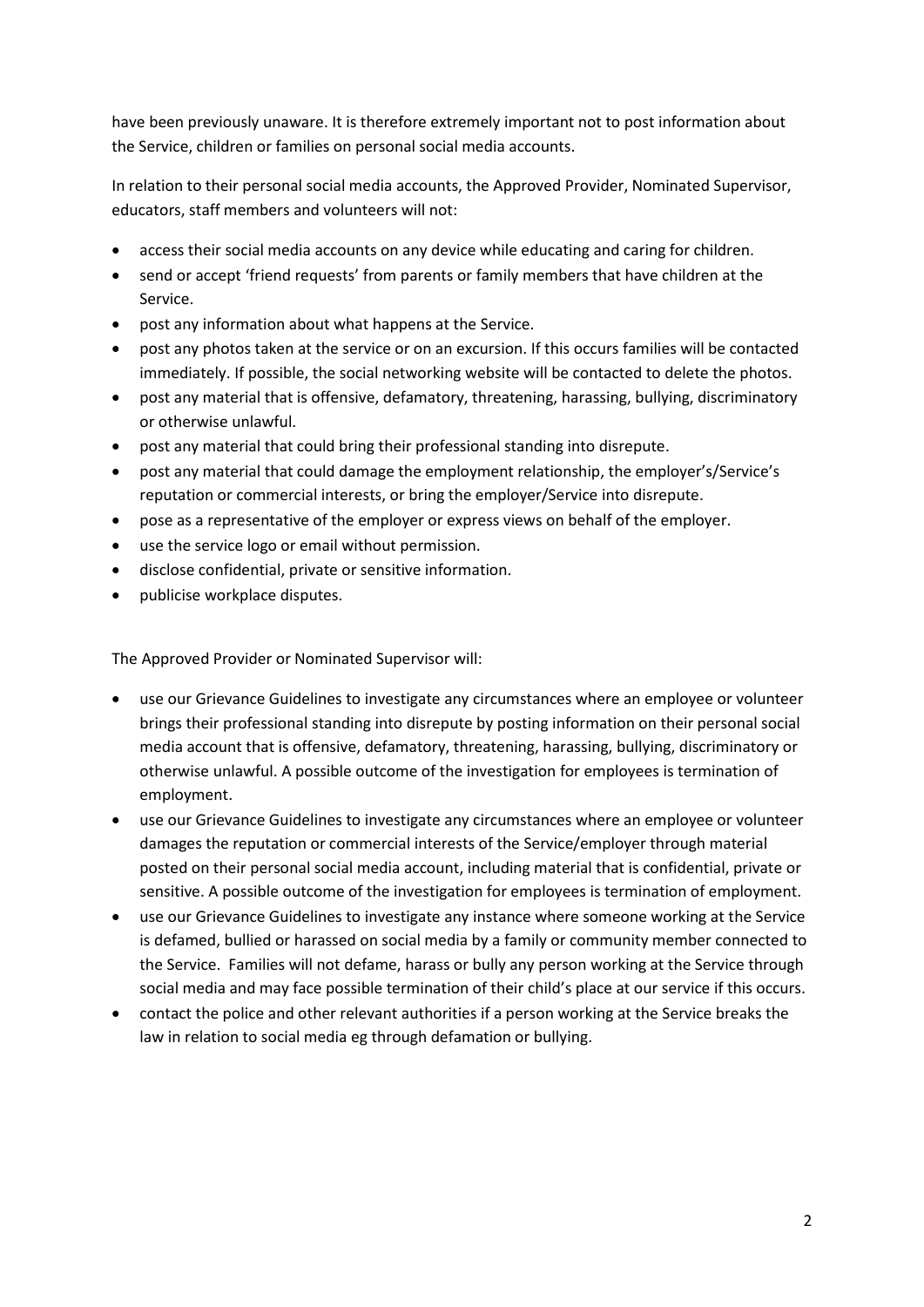have been previously unaware. It is therefore extremely important not to post information about the Service, children or families on personal social media accounts.

In relation to their personal social media accounts, the Approved Provider, Nominated Supervisor, educators, staff members and volunteers will not:

- access their social media accounts on any device while educating and caring for children.
- send or accept 'friend requests' from parents or family members that have children at the Service.
- post any information about what happens at the Service.
- post any photos taken at the service or on an excursion. If this occurs families will be contacted immediately. If possible, the social networking website will be contacted to delete the photos.
- post any material that is offensive, defamatory, threatening, harassing, bullying, discriminatory or otherwise unlawful.
- post any material that could bring their professional standing into disrepute.
- post any material that could damage the employment relationship, the employer's/Service's reputation or commercial interests, or bring the employer/Service into disrepute.
- pose as a representative of the employer or express views on behalf of the employer.
- use the service logo or email without permission.
- disclose confidential, private or sensitive information.
- publicise workplace disputes.

The Approved Provider or Nominated Supervisor will:

- use our Grievance Guidelines to investigate any circumstances where an employee or volunteer brings their professional standing into disrepute by posting information on their personal social media account that is offensive, defamatory, threatening, harassing, bullying, discriminatory or otherwise unlawful. A possible outcome of the investigation for employees is termination of employment.
- use our Grievance Guidelines to investigate any circumstances where an employee or volunteer damages the reputation or commercial interests of the Service/employer through material posted on their personal social media account, including material that is confidential, private or sensitive. A possible outcome of the investigation for employees is termination of employment.
- use our Grievance Guidelines to investigate any instance where someone working at the Service is defamed, bullied or harassed on social media by a family or community member connected to the Service. Families will not defame, harass or bully any person working at the Service through social media and may face possible termination of their child's place at our service if this occurs.
- contact the police and other relevant authorities if a person working at the Service breaks the law in relation to social media eg through defamation or bullying.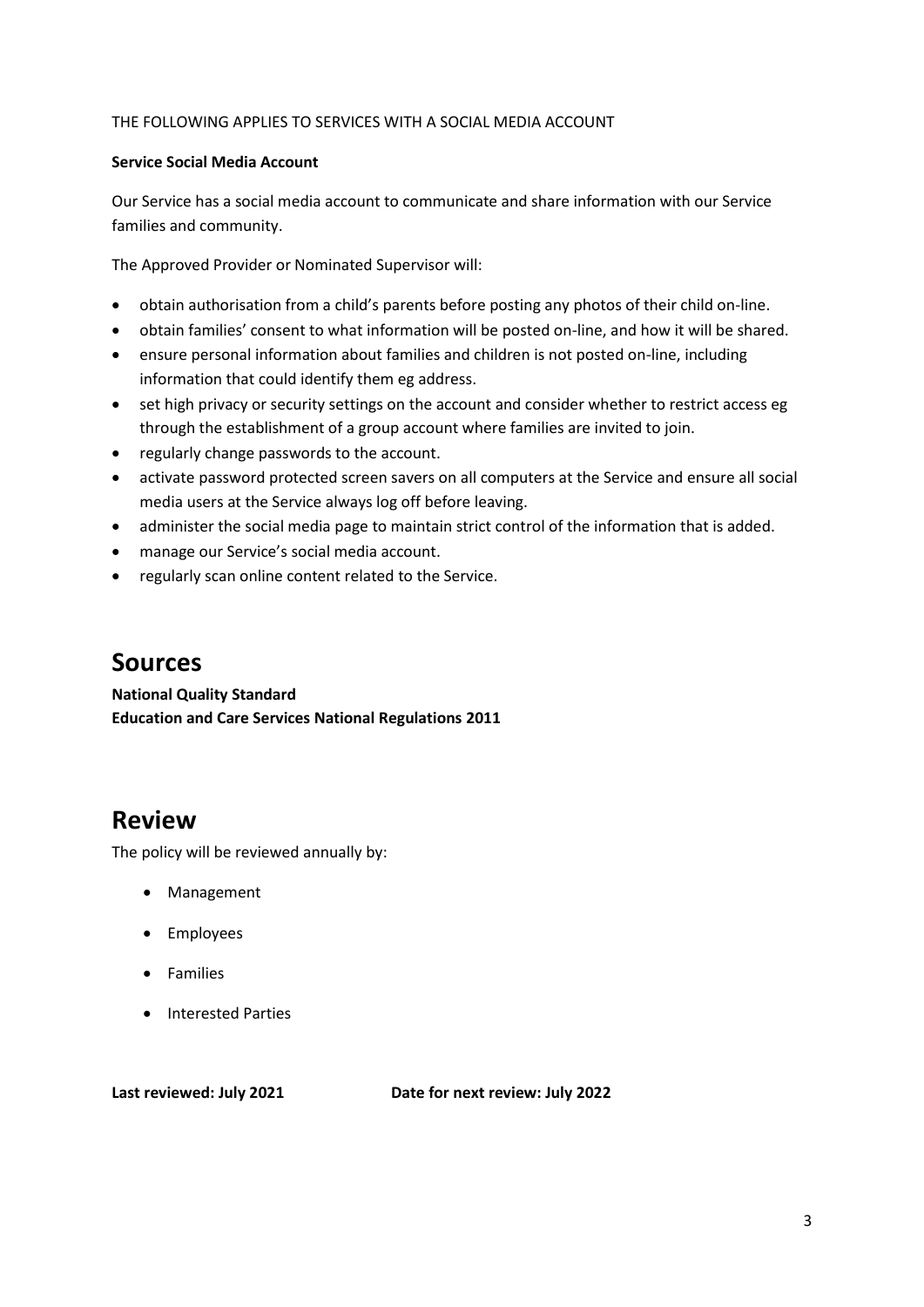THE FOLLOWING APPLIES TO SERVICES WITH A SOCIAL MEDIA ACCOUNT

**Service Social Media Account**

Our Service has a social media account to communicate and share information with our Service families and community.

The Approved Provider or Nominated Supervisor will:

- obtain authorisation from a child's parents before posting any photos of their child on-line.
- obtain families' consent to what information will be posted on-line, and how it will be shared.
- ensure personal information about families and children is not posted on-line, including information that could identify them eg address.
- set high privacy or security settings on the account and consider whether to restrict access eg through the establishment of a group account where families are invited to join.
- regularly change passwords to the account.
- activate password protected screen savers on all computers at the Service and ensure all social media users at the Service always log off before leaving.
- administer the social media page to maintain strict control of the information that is added.
- manage our Service's social media account.
- regularly scan online content related to the Service.

# Sources

**National Quality Standard**
**Education and Care Services National Regulations 2011**

# Review

The policy will be reviewed annually by:

- Management
- Employees
- Families
- Interested Parties

**Last reviewed: July 2021** **Date for next review: July 2022**